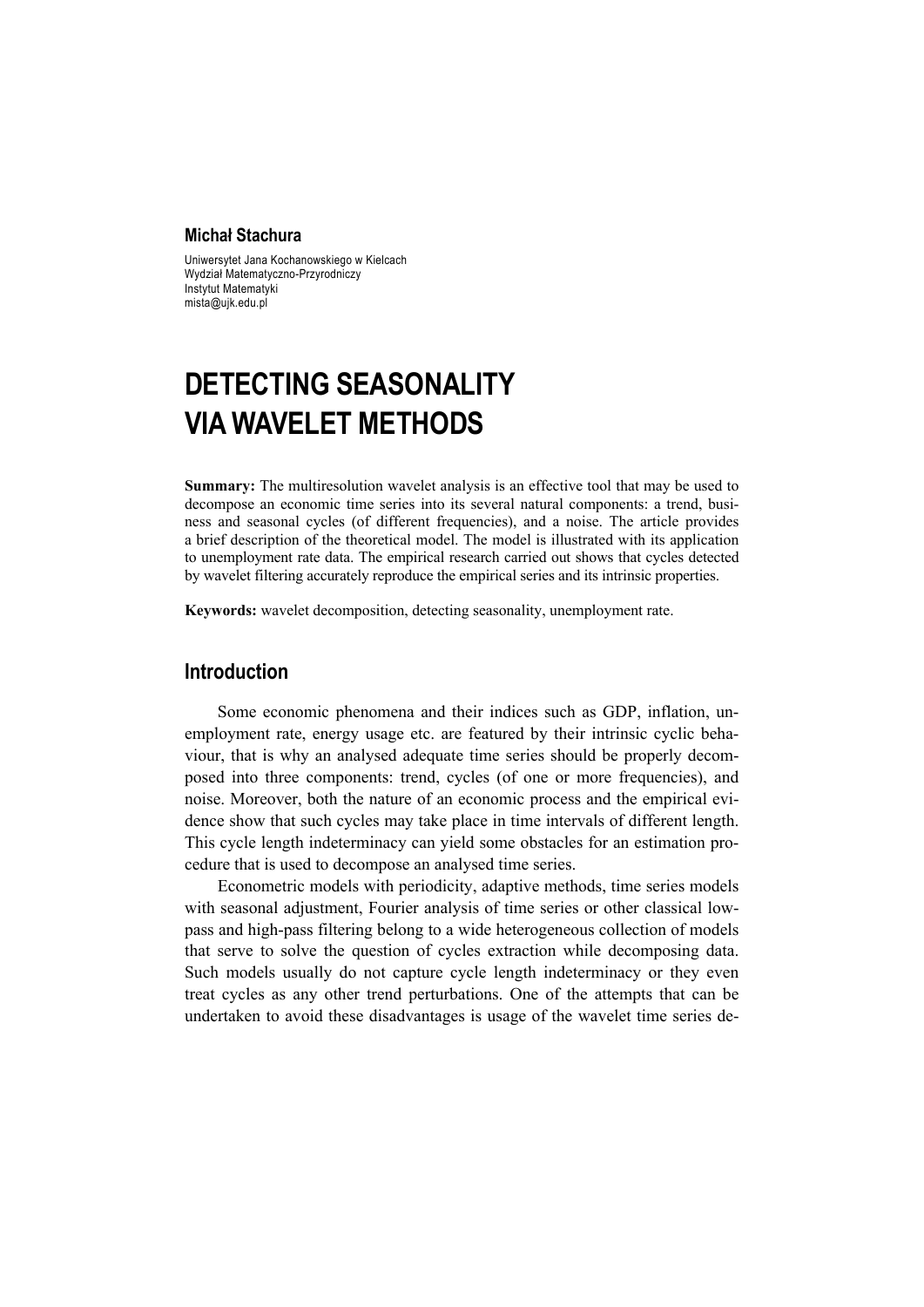**Michał Stachura**

Uniwersytet Jana Kochanowskiego w Kielcach
Wydział Matematyczno-Przyrodniczy
Instytut Matematyki
mista@ujk.edu.pl

# DETECTING SEASONALITY VIA WAVELET METHODS

**Summary:** The multiresolution wavelet analysis is an effective tool that may be used to decompose an economic time series into its several natural components: a trend, business and seasonal cycles (of different frequencies), and a noise. The article provides a brief description of the theoretical model. The model is illustrated with its application to unemployment rate data. The empirical research carried out shows that cycles detected by wavelet filtering accurately reproduce the empirical series and its intrinsic properties.

**Keywords:** wavelet decomposition, detecting seasonality, unemployment rate.

## Introduction

Some economic phenomena and their indices such as GDP, inflation, unemployment rate, energy usage etc. are featured by their intrinsic cyclic behaviour, that is why an analysed adequate time series should be properly decomposed into three components: trend, cycles (of one or more frequencies), and noise. Moreover, both the nature of an economic process and the empirical evidence show that such cycles may take place in time intervals of different length. This cycle length indeterminacy can yield some obstacles for an estimation procedure that is used to decompose an analysed time series.

Econometric models with periodicity, adaptive methods, time series models with seasonal adjustment, Fourier analysis of time series or other classical low-pass and high-pass filtering belong to a wide heterogeneous collection of models that serve to solve the question of cycles extraction while decomposing data. Such models usually do not capture cycle length indeterminacy or they even treat cycles as any other trend perturbations. One of the attempts that can be undertaken to avoid these disadvantages is usage of the wavelet time series de-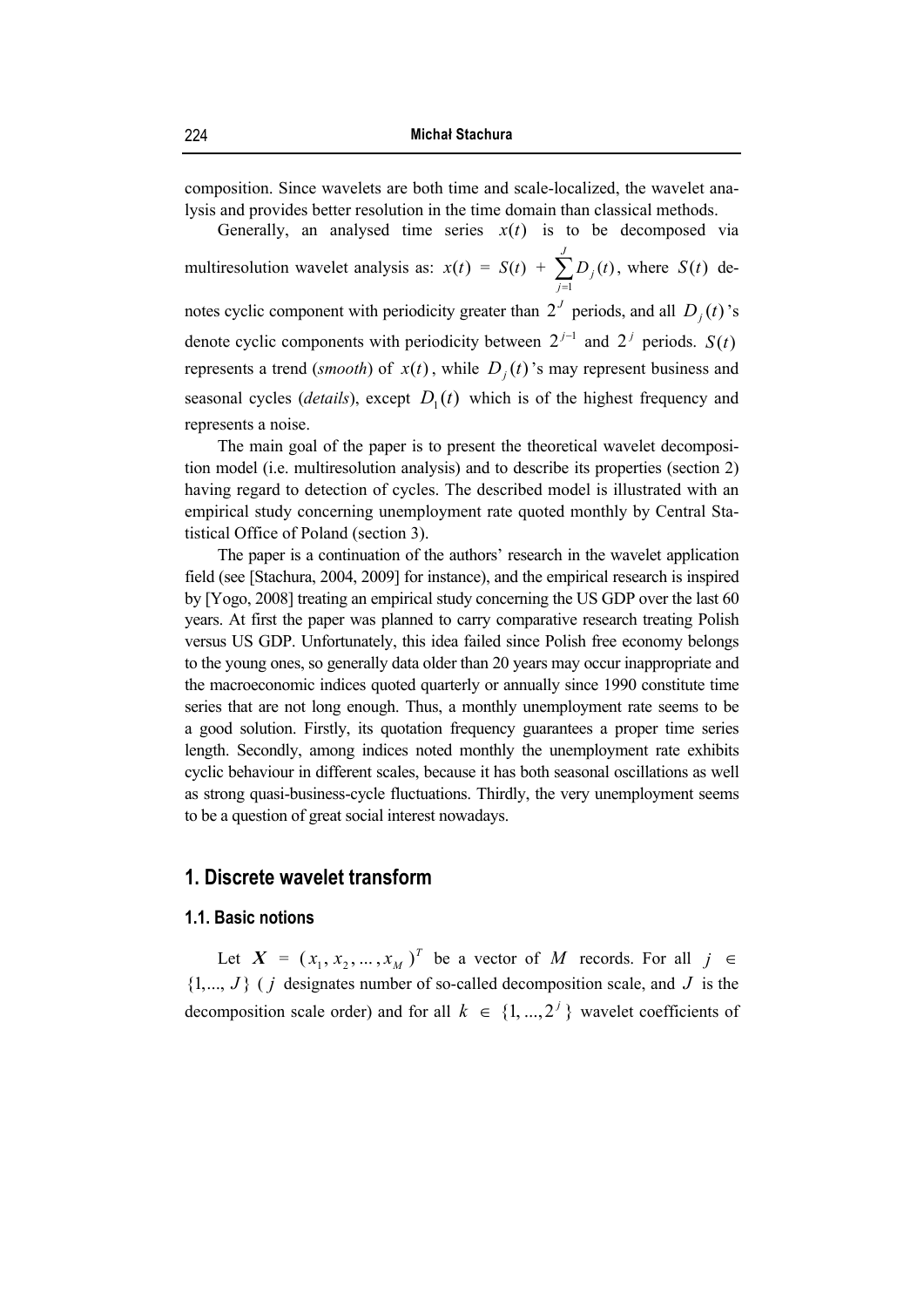composition. Since wavelets are both time and scale-localized, the wavelet analysis and provides better resolution in the time domain than classical methods.

Generally, an analysed time series $x(t)$ is to be decomposed via multiresolution wavelet analysis as: $x(t) = S(t) + \sum_{j=1}^{J} D_j(t)$, where $S(t)$ denotes cyclic component with periodicity greater than $2^J$ periods, and all $D_j(t)$'s denote cyclic components with periodicity between $2^{j-1}$ and $2^j$ periods. $S(t)$ represents a trend (*smooth*) of $x(t)$, while $D_j(t)$'s may represent business and seasonal cycles (*details*), except $D_1(t)$ which is of the highest frequency and represents a noise.

The main goal of the paper is to present the theoretical wavelet decomposition model (i.e. multiresolution analysis) and to describe its properties (section 2) having regard to detection of cycles. The described model is illustrated with an empirical study concerning unemployment rate quoted monthly by Central Statistical Office of Poland (section 3).

The paper is a continuation of the authors' research in the wavelet application field (see [Stachura, 2004, 2009] for instance), and the empirical research is inspired by [Yogo, 2008] treating an empirical study concerning the US GDP over the last 60 years. At first the paper was planned to carry comparative research treating Polish versus US GDP. Unfortunately, this idea failed since Polish free economy belongs to the young ones, so generally data older than 20 years may occur inappropriate and the macroeconomic indices quoted quarterly or annually since 1990 constitute time series that are not long enough. Thus, a monthly unemployment rate seems to be a good solution. Firstly, its quotation frequency guarantees a proper time series length. Secondly, among indices noted monthly the unemployment rate exhibits cyclic behaviour in different scales, because it has both seasonal oscillations as well as strong quasi-business-cycle fluctuations. Thirdly, the very unemployment seems to be a question of great social interest nowadays.

## 1. Discrete wavelet transform

### 1.1. Basic notions

Let $\boldsymbol{X} = (x_1, x_2, \ldots, x_M)^T$ be a vector of $M$ records. For all $j \in \{1, \ldots, J\}$ ($j$ designates number of so-called decomposition scale, and $J$ is the decomposition scale order) and for all $k \in \{1, \ldots, 2^j\}$ wavelet coefficients of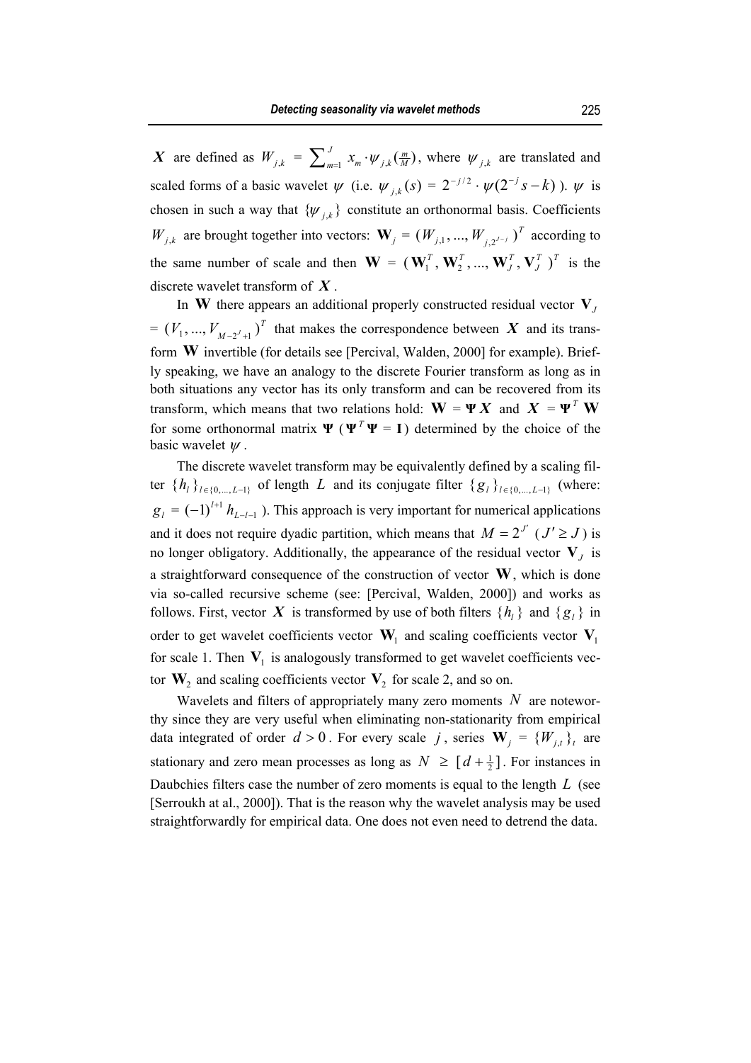$\boldsymbol{X}$ are defined as $W_{j,k} = \sum_{m=1}^{J} x_m \cdot \psi_{j,k}(\frac{m}{M})$, where $\psi_{j,k}$ are translated and scaled forms of a basic wavelet $\psi$ (i.e. $\psi_{j,k}(s) = 2^{-j/2} \cdot \psi(2^{-j}s - k)$ ). $\psi$ is chosen in such a way that $\{\psi_{j,k}\}$ constitute an orthonormal basis. Coefficients $W_{j,k}$ are brought together into vectors: $\mathbf{W}_j = (W_{j,1}, ..., W_{j,2^{J-j}})^T$ according to the same number of scale and then $\mathbf{W} = (\mathbf{W}_1^T, \mathbf{W}_2^T, ..., \mathbf{W}_J^T, \mathbf{V}_J^T)^T$ is the discrete wavelet transform of $\boldsymbol{X}$.

In $\mathbf{W}$ there appears an additional properly constructed residual vector $\mathbf{V}_J$ $= (V_1, ..., V_{M-2^J+1})^T$ that makes the correspondence between $\boldsymbol{X}$ and its transform $\mathbf{W}$ invertible (for details see [Percival, Walden, 2000] for example). Briefly speaking, we have an analogy to the discrete Fourier transform as long as in both situations any vector has its only transform and can be recovered from its transform, which means that two relations hold: $\mathbf{W} = \mathbf{\Psi}\boldsymbol{X}$ and $\boldsymbol{X} = \mathbf{\Psi}^T\mathbf{W}$ for some orthonormal matrix $\mathbf{\Psi}$ ($\mathbf{\Psi}^T\mathbf{\Psi} = \mathbf{I}$) determined by the choice of the basic wavelet $\psi$.

The discrete wavelet transform may be equivalently defined by a scaling filter $\{h_l\}_{l\in\{0,...,L-1\}}$ of length $L$ and its conjugate filter $\{g_l\}_{l\in\{0,...,L-1\}}$ (where: $g_l = (-1)^{l+1} h_{L-l-1}$ ). This approach is very important for numerical applications and it does not require dyadic partition, which means that $M = 2^{J'}$ ($J' \geq J$) is no longer obligatory. Additionally, the appearance of the residual vector $\mathbf{V}_J$ is a straightforward consequence of the construction of vector $\mathbf{W}$, which is done via so-called recursive scheme (see: [Percival, Walden, 2000]) and works as follows. First, vector $\boldsymbol{X}$ is transformed by use of both filters $\{h_l\}$ and $\{g_l\}$ in order to get wavelet coefficients vector $\mathbf{W}_1$ and scaling coefficients vector $\mathbf{V}_1$ for scale 1. Then $\mathbf{V}_1$ is analogously transformed to get wavelet coefficients vector $\mathbf{W}_2$ and scaling coefficients vector $\mathbf{V}_2$ for scale 2, and so on.

Wavelets and filters of appropriately many zero moments $N$ are noteworthy since they are very useful when eliminating non-stationarity from empirical data integrated of order $d > 0$. For every scale $j$, series $\mathbf{W}_j = \{W_{j,t}\}_t$ are stationary and zero mean processes as long as $N \geq [d + \frac{1}{2}]$. For instances in Daubchies filters case the number of zero moments is equal to the length $L$ (see [Serroukh at al., 2000]). That is the reason why the wavelet analysis may be used straightforwardly for empirical data. One does not even need to detrend the data.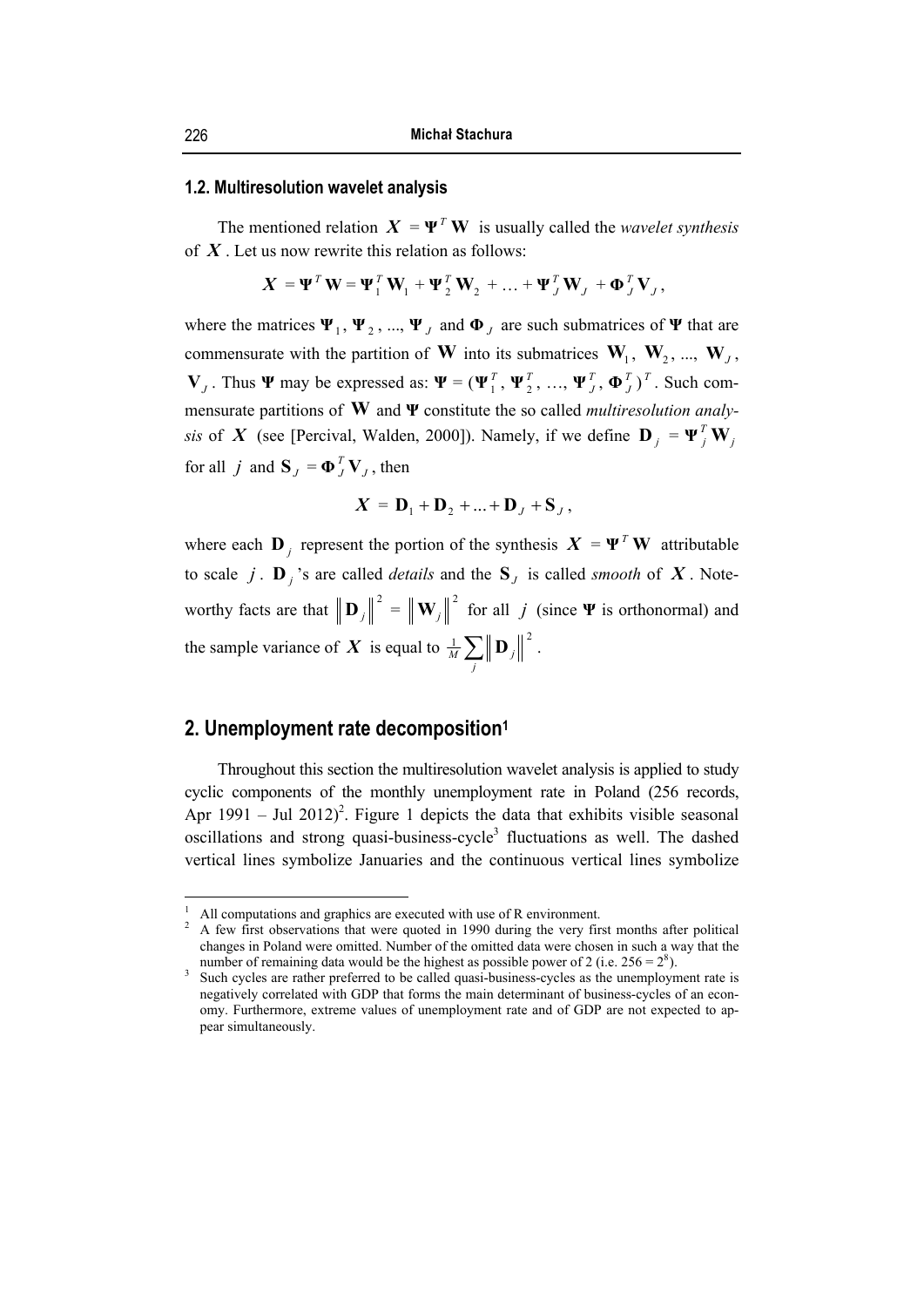### 1.2. Multiresolution wavelet analysis

The mentioned relation $\boldsymbol{X} = \mathbf{\Psi}^T \mathbf{W}$ is usually called the *wavelet synthesis* of $\boldsymbol{X}$. Let us now rewrite this relation as follows:

$$\boldsymbol{X} = \mathbf{\Psi}^T \mathbf{W} = \mathbf{\Psi}_1^T \mathbf{W}_1 + \mathbf{\Psi}_2^T \mathbf{W}_2 + \ldots + \mathbf{\Psi}_J^T \mathbf{W}_J + \mathbf{\Phi}_J^T \mathbf{V}_J ,$$

where the matrices $\mathbf{\Psi}_1, \mathbf{\Psi}_2, ..., \mathbf{\Psi}_J$ and $\mathbf{\Phi}_J$ are such submatrices of $\mathbf{\Psi}$ that are commensurate with the partition of $\mathbf{W}$ into its submatrices $\mathbf{W}_1, \mathbf{W}_2, ..., \mathbf{W}_J$, $\mathbf{V}_J$. Thus $\mathbf{\Psi}$ may be expressed as: $\mathbf{\Psi} = (\mathbf{\Psi}_1^T, \mathbf{\Psi}_2^T, \ldots, \mathbf{\Psi}_J^T, \mathbf{\Phi}_J^T)^T$. Such commensurate partitions of $\mathbf{W}$ and $\mathbf{\Psi}$ constitute the so called *multiresolution analysis* of $\boldsymbol{X}$ (see [Percival, Walden, 2000]). Namely, if we define $\mathbf{D}_j = \mathbf{\Psi}_j^T \mathbf{W}_j$ for all $j$ and $\mathbf{S}_J = \mathbf{\Phi}_J^T \mathbf{V}_J$, then

$$\boldsymbol{X} = \mathbf{D}_1 + \mathbf{D}_2 + \ldots + \mathbf{D}_J + \mathbf{S}_J ,$$

where each $\mathbf{D}_j$ represent the portion of the synthesis $\boldsymbol{X} = \mathbf{\Psi}^T \mathbf{W}$ attributable to scale $j$. $\mathbf{D}_j$'s are called *details* and the $\mathbf{S}_J$ is called *smooth* of $\boldsymbol{X}$. Noteworthy facts are that $\left\| \mathbf{D}_j \right\|^2 = \left\| \mathbf{W}_j \right\|^2$ for all $j$ (since $\mathbf{\Psi}$ is orthonormal) and the sample variance of $\boldsymbol{X}$ is equal to $\frac{1}{M} \sum_j \left\| \mathbf{D}_j \right\|^2$.

## 2. Unemployment rate decomposition[1]

Throughout this section the multiresolution wavelet analysis is applied to study cyclic components of the monthly unemployment rate in Poland (256 records, Apr 1991 – Jul 2012)[2]. Figure 1 depicts the data that exhibits visible seasonal oscillations and strong quasi-business-cycle[3] fluctuations as well. The dashed vertical lines symbolize Januaries and the continuous vertical lines symbolize

---

[1] All computations and graphics are executed with use of R environment.

[2] A few first observations that were quoted in 1990 during the very first months after political changes in Poland were omitted. Number of the omitted data were chosen in such a way that the number of remaining data would be the highest as possible power of 2 (i.e. $256 = 2^8$).

[3] Such cycles are rather preferred to be called quasi-business-cycles as the unemployment rate is negatively correlated with GDP that forms the main determinant of business-cycles of an economy. Furthermore, extreme values of unemployment rate and of GDP are not expected to appear simultaneously.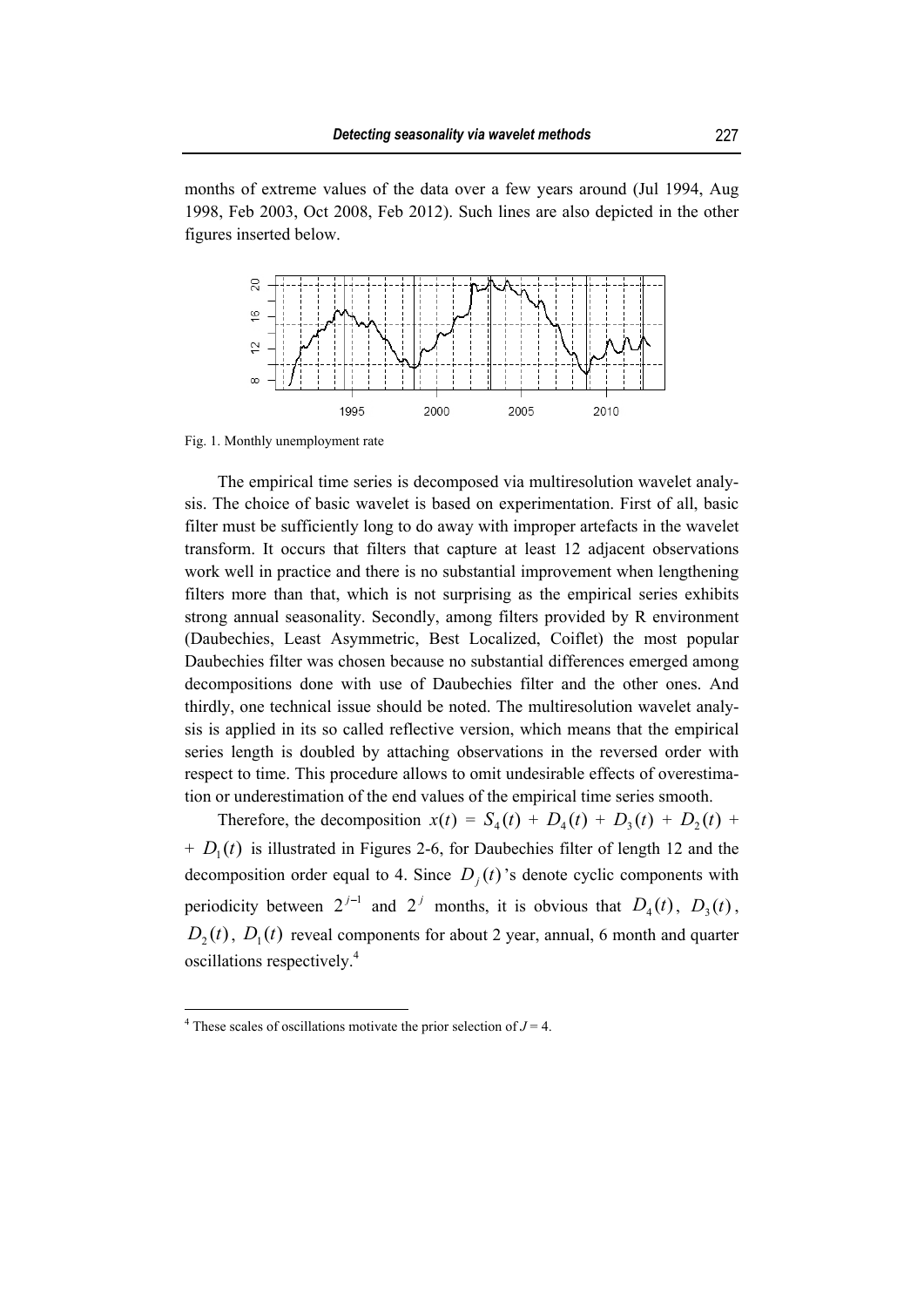months of extreme values of the data over a few years around (Jul 1994, Aug 1998, Feb 2003, Oct 2008, Feb 2012). Such lines are also depicted in the other figures inserted below.

Fig. 1. Monthly unemployment rate

The empirical time series is decomposed via multiresolution wavelet analysis. The choice of basic wavelet is based on experimentation. First of all, basic filter must be sufficiently long to do away with improper artefacts in the wavelet transform. It occurs that filters that capture at least 12 adjacent observations work well in practice and there is no substantial improvement when lengthening filters more than that, which is not surprising as the empirical series exhibits strong annual seasonality. Secondly, among filters provided by R environment (Daubechies, Least Asymmetric, Best Localized, Coiflet) the most popular Daubechies filter was chosen because no substantial differences emerged among decompositions done with use of Daubechies filter and the other ones. And thirdly, one technical issue should be noted. The multiresolution wavelet analysis is applied in its so called reflective version, which means that the empirical series length is doubled by attaching observations in the reversed order with respect to time. This procedure allows to omit undesirable effects of overestimation or underestimation of the end values of the empirical time series smooth.

Therefore, the decomposition $x(t) = S_4(t) + D_4(t) + D_3(t) + D_2(t) + D_1(t)$ is illustrated in Figures 2-6, for Daubechies filter of length 12 and the decomposition order equal to 4. Since $D_j(t)$'s denote cyclic components with periodicity between $2^{j-1}$ and $2^j$ months, it is obvious that $D_4(t)$, $D_3(t)$, $D_2(t)$, $D_1(t)$ reveal components for about 2 year, annual, 6 month and quarter oscillations respectively.[4]

---

[4] These scales of oscillations motivate the prior selection of $J = 4$.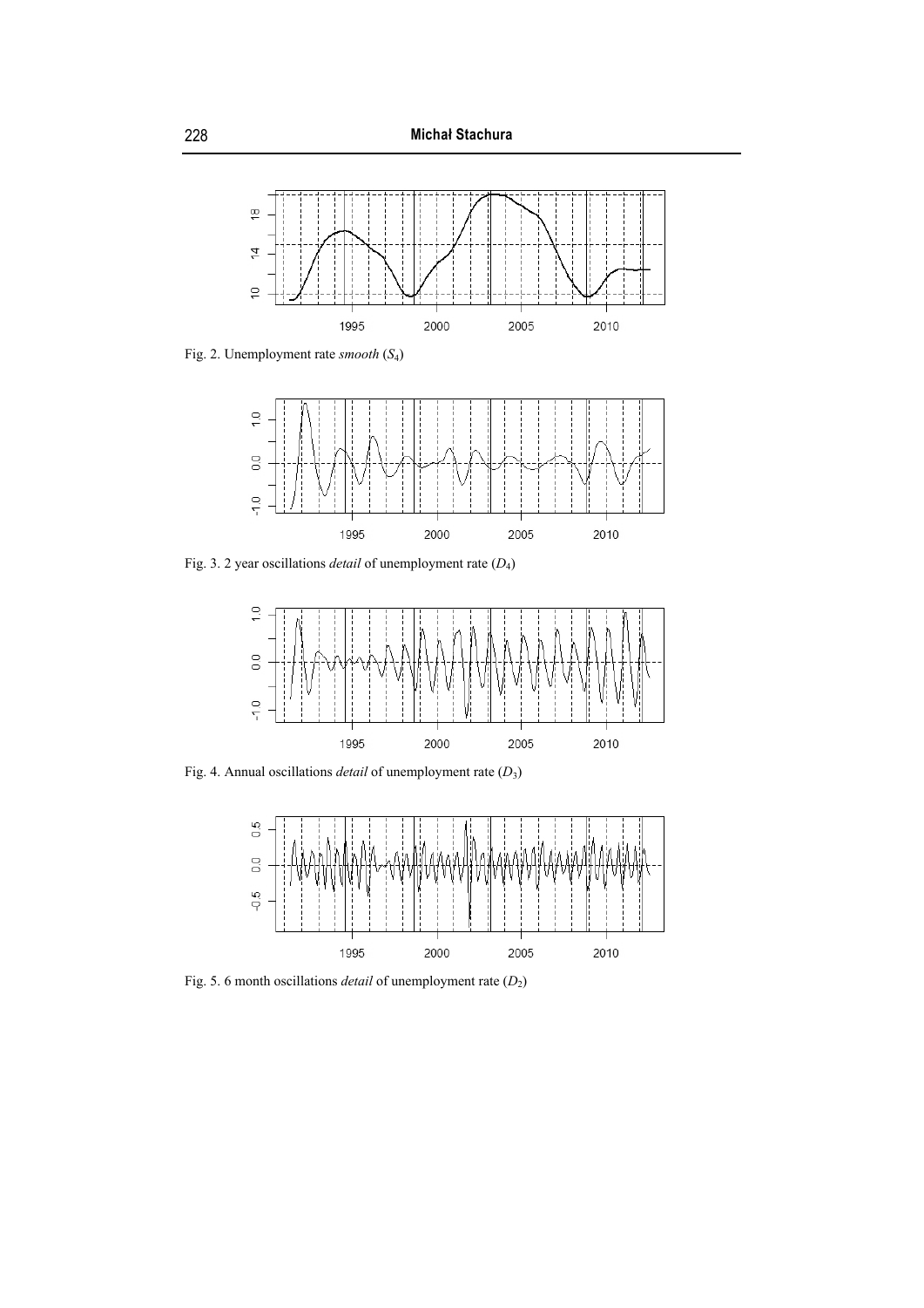Fig. 2. Unemployment rate *smooth* ($S_4$)

Fig. 3. 2 year oscillations *detail* of unemployment rate ($D_4$)

Fig. 4. Annual oscillations *detail* of unemployment rate ($D_3$)

Fig. 5. 6 month oscillations *detail* of unemployment rate ($D_2$)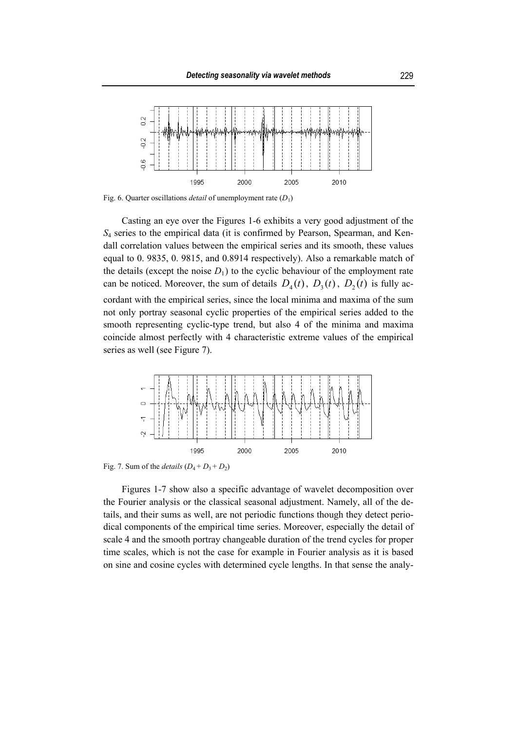Fig. 6. Quarter oscillations *detail* of unemployment rate ($D_1$)

Casting an eye over the Figures 1-6 exhibits a very good adjustment of the $S_4$ series to the empirical data (it is confirmed by Pearson, Spearman, and Kendall correlation values between the empirical series and its smooth, these values equal to 0. 9835, 0. 9815, and 0.8914 respectively). Also a remarkable match of the details (except the noise $D_1$) to the cyclic behaviour of the employment rate can be noticed. Moreover, the sum of details $D_4(t)$, $D_3(t)$, $D_2(t)$ is fully accordant with the empirical series, since the local minima and maxima of the sum not only portray seasonal cyclic properties of the empirical series added to the smooth representing cyclic-type trend, but also 4 of the minima and maxima coincide almost perfectly with 4 characteristic extreme values of the empirical series as well (see Figure 7).

Fig. 7. Sum of the *details* ($D_4 + D_3 + D_2$)

Figures 1-7 show also a specific advantage of wavelet decomposition over the Fourier analysis or the classical seasonal adjustment. Namely, all of the details, and their sums as well, are not periodic functions though they detect periodical components of the empirical time series. Moreover, especially the detail of scale 4 and the smooth portray changeable duration of the trend cycles for proper time scales, which is not the case for example in Fourier analysis as it is based on sine and cosine cycles with determined cycle lengths. In that sense the analy-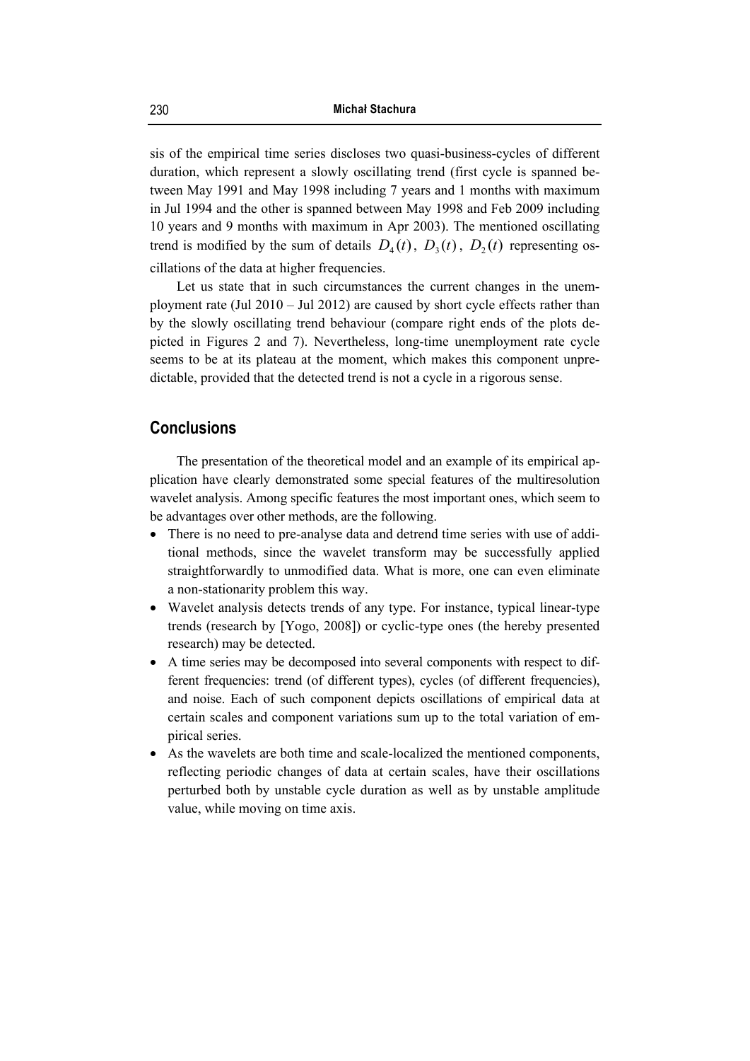sis of the empirical time series discloses two quasi-business-cycles of different duration, which represent a slowly oscillating trend (first cycle is spanned between May 1991 and May 1998 including 7 years and 1 months with maximum in Jul 1994 and the other is spanned between May 1998 and Feb 2009 including 10 years and 9 months with maximum in Apr 2003). The mentioned oscillating trend is modified by the sum of details $D_4(t)$, $D_3(t)$, $D_2(t)$ representing oscillations of the data at higher frequencies.

Let us state that in such circumstances the current changes in the unemployment rate (Jul 2010 – Jul 2012) are caused by short cycle effects rather than by the slowly oscillating trend behaviour (compare right ends of the plots depicted in Figures 2 and 7). Nevertheless, long-time unemployment rate cycle seems to be at its plateau at the moment, which makes this component unpredictable, provided that the detected trend is not a cycle in a rigorous sense.

## Conclusions

The presentation of the theoretical model and an example of its empirical application have clearly demonstrated some special features of the multiresolution wavelet analysis. Among specific features the most important ones, which seem to be advantages over other methods, are the following.

- There is no need to pre-analyse data and detrend time series with use of additional methods, since the wavelet transform may be successfully applied straightforwardly to unmodified data. What is more, one can even eliminate a non-stationarity problem this way.
- Wavelet analysis detects trends of any type. For instance, typical linear-type trends (research by [Yogo, 2008]) or cyclic-type ones (the hereby presented research) may be detected.
- A time series may be decomposed into several components with respect to different frequencies: trend (of different types), cycles (of different frequencies), and noise. Each of such component depicts oscillations of empirical data at certain scales and component variations sum up to the total variation of empirical series.
- As the wavelets are both time and scale-localized the mentioned components, reflecting periodic changes of data at certain scales, have their oscillations perturbed both by unstable cycle duration as well as by unstable amplitude value, while moving on time axis.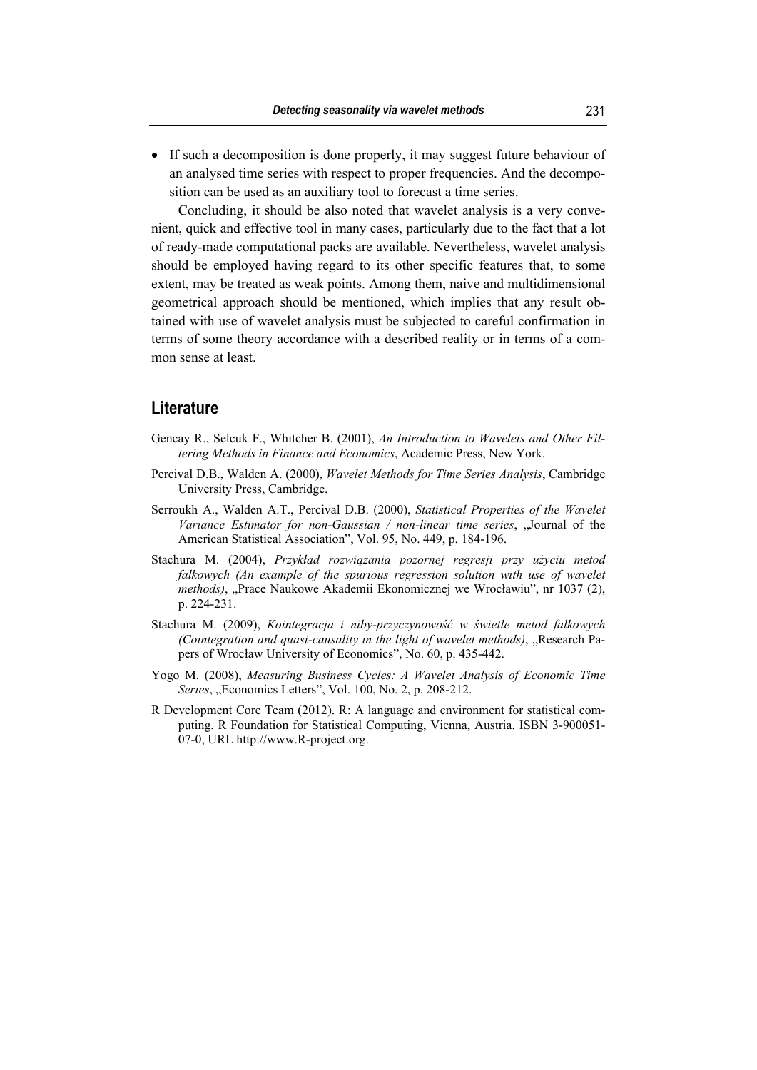- If such a decomposition is done properly, it may suggest future behaviour of an analysed time series with respect to proper frequencies. And the decomposition can be used as an auxiliary tool to forecast a time series.

Concluding, it should be also noted that wavelet analysis is a very convenient, quick and effective tool in many cases, particularly due to the fact that a lot of ready-made computational packs are available. Nevertheless, wavelet analysis should be employed having regard to its other specific features that, to some extent, may be treated as weak points. Among them, naive and multidimensional geometrical approach should be mentioned, which implies that any result obtained with use of wavelet analysis must be subjected to careful confirmation in terms of some theory accordance with a described reality or in terms of a common sense at least.

## Literature

Gencay R., Selcuk F., Whitcher B. (2001), *An Introduction to Wavelets and Other Filtering Methods in Finance and Economics*, Academic Press, New York.

Percival D.B., Walden A. (2000), *Wavelet Methods for Time Series Analysis*, Cambridge University Press, Cambridge.

Serroukh A., Walden A.T., Percival D.B. (2000), *Statistical Properties of the Wavelet Variance Estimator for non-Gaussian / non-linear time series*, „Journal of the American Statistical Association", Vol. 95, No. 449, p. 184-196.

Stachura M. (2004), *Przykład rozwiązania pozornej regresji przy użyciu metod falkowych (An example of the spurious regression solution with use of wavelet methods)*, „Prace Naukowe Akademii Ekonomicznej we Wrocławiu", nr 1037 (2), p. 224-231.

Stachura M. (2009), *Kointegracja i niby-przyczynowość w świetle metod falkowych (Cointegration and quasi-causality in the light of wavelet methods)*, „Research Papers of Wrocław University of Economics", No. 60, p. 435-442.

Yogo M. (2008), *Measuring Business Cycles: A Wavelet Analysis of Economic Time Series*, „Economics Letters", Vol. 100, No. 2, p. 208-212.

R Development Core Team (2012). R: A language and environment for statistical computing. R Foundation for Statistical Computing, Vienna, Austria. ISBN 3-900051-07-0, URL http://www.R-project.org.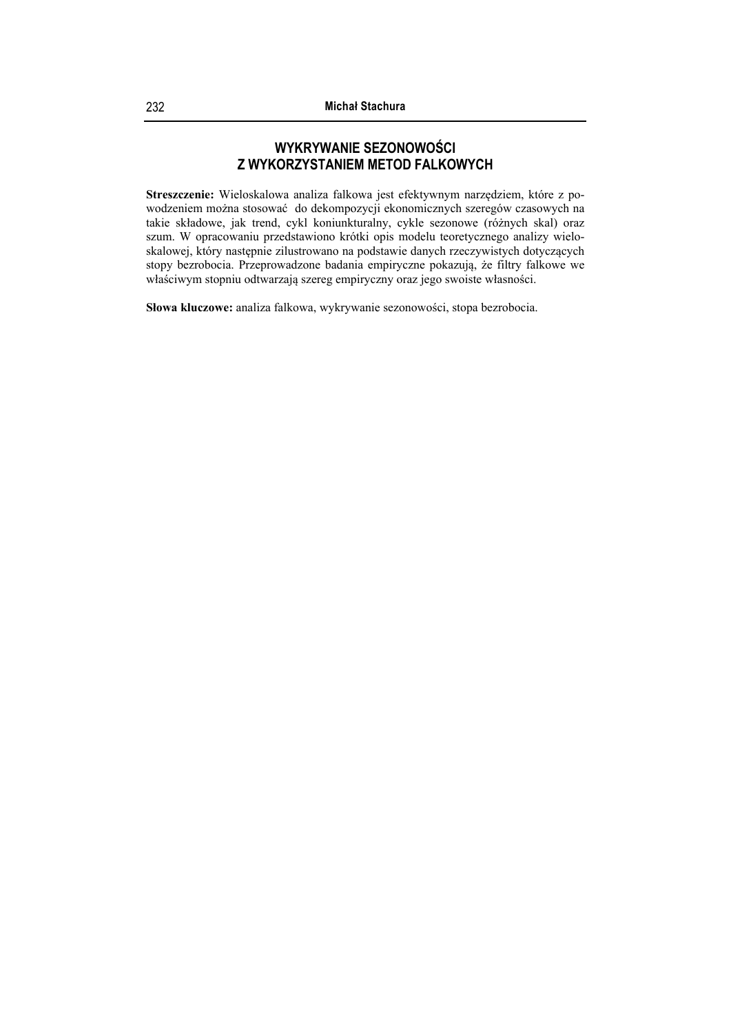## WYKRYWANIE SEZONOWOŚCI Z WYKORZYSTANIEM METOD FALKOWYCH

**Streszczenie:** Wieloskalowa analiza falkowa jest efektywnym narzędziem, które z powodzeniem można stosować do dekompozycji ekonomicznych szeregów czasowych na takie składowe, jak trend, cykl koniunkturalny, cykle sezonowe (różnych skal) oraz szum. W opracowaniu przedstawiono krótki opis modelu teoretycznego analizy wieloskalowej, który następnie zilustrowano na podstawie danych rzeczywistych dotyczących stopy bezrobocia. Przeprowadzone badania empiryczne pokazują, że filtry falkowe we właściwym stopniu odtwarzają szereg empiryczny oraz jego swoiste własności.

**Słowa kluczowe:** analiza falkowa, wykrywanie sezonowości, stopa bezrobocia.